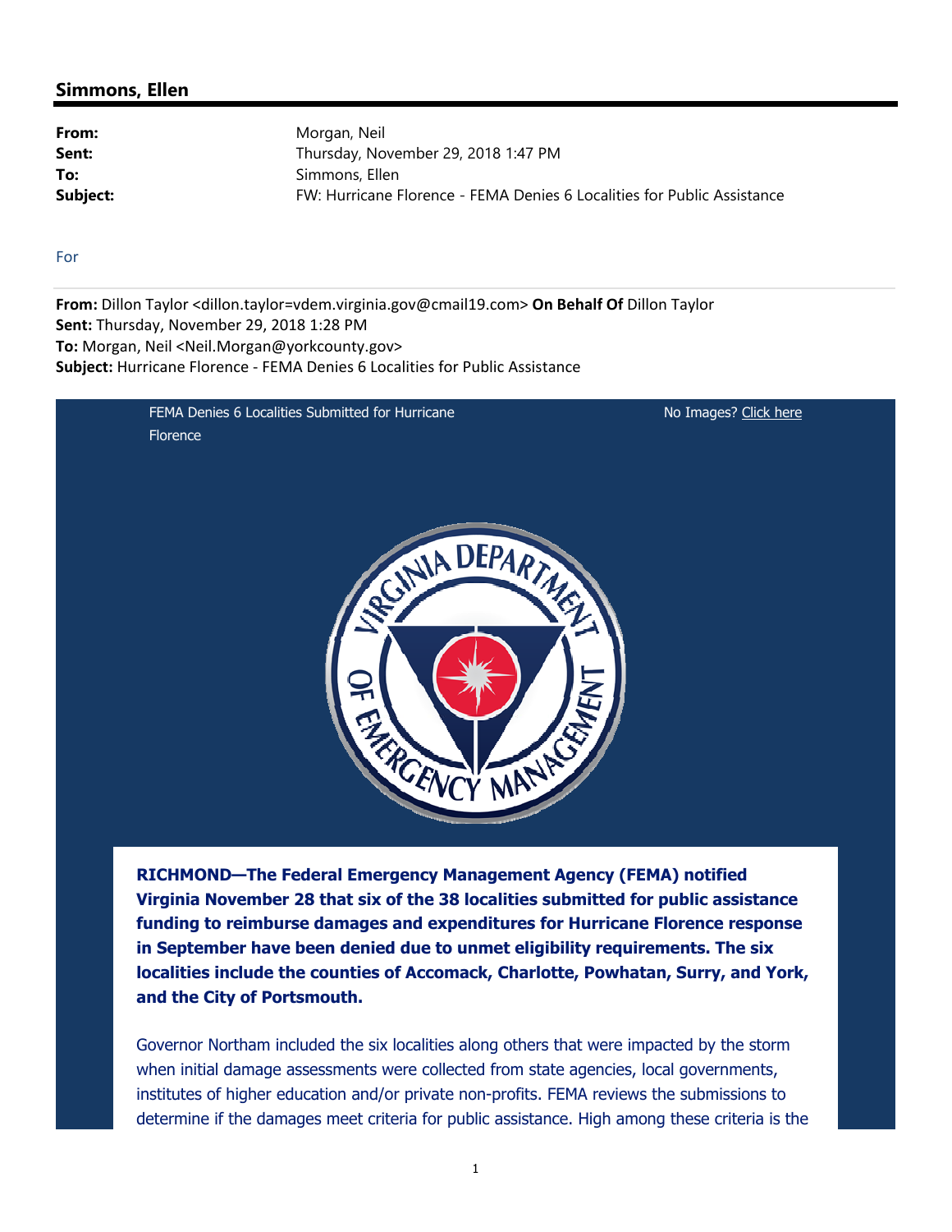## Simmons, Ellen

| | |
|---|---|
| **From:** | Morgan, Neil |
| **Sent:** | Thursday, November 29, 2018 1:47 PM |
| **To:** | Simmons, Ellen |
| **Subject:** | FW: Hurricane Florence - FEMA Denies 6 Localities for Public Assistance |

For

**From:** Dillon Taylor <dillon.taylor=vdem.virginia.gov@cmail19.com> **On Behalf Of** Dillon Taylor
**Sent:** Thursday, November 29, 2018 1:28 PM
**To:** Morgan, Neil <Neil.Morgan@yorkcounty.gov>
**Subject:** Hurricane Florence - FEMA Denies 6 Localities for Public Assistance

FEMA Denies 6 Localities Submitted for Hurricane Florence

No Images? Click here

**RICHMOND—The Federal Emergency Management Agency (FEMA) notified Virginia November 28 that six of the 38 localities submitted for public assistance funding to reimburse damages and expenditures for Hurricane Florence response in September have been denied due to unmet eligibility requirements. The six localities include the counties of Accomack, Charlotte, Powhatan, Surry, and York, and the City of Portsmouth.**

Governor Northam included the six localities along others that were impacted by the storm when initial damage assessments were collected from state agencies, local governments, institutes of higher education and/or private non-profits. FEMA reviews the submissions to determine if the damages meet criteria for public assistance. High among these criteria is the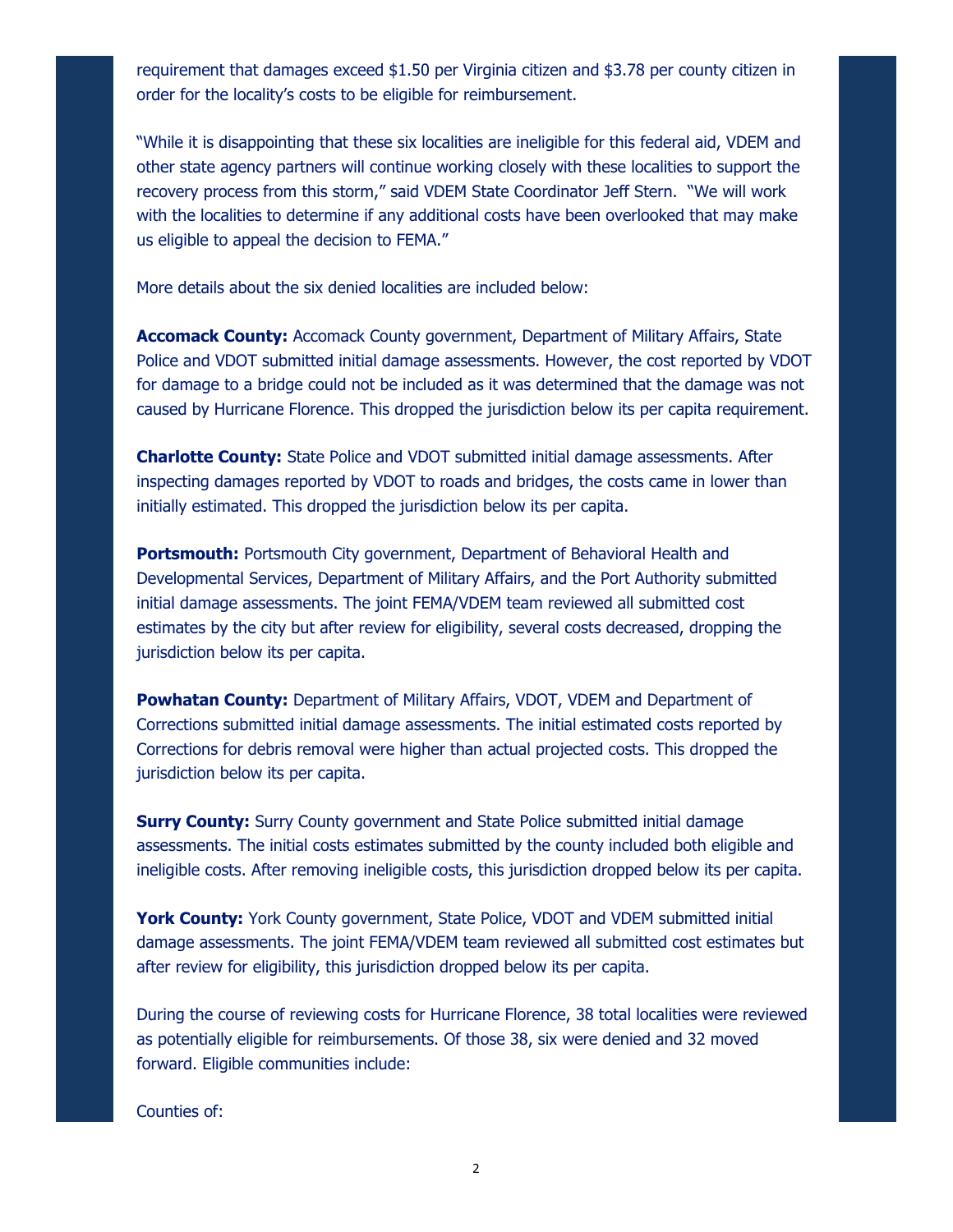requirement that damages exceed $1.50 per Virginia citizen and $3.78 per county citizen in order for the locality's costs to be eligible for reimbursement.

"While it is disappointing that these six localities are ineligible for this federal aid, VDEM and other state agency partners will continue working closely with these localities to support the recovery process from this storm," said VDEM State Coordinator Jeff Stern. "We will work with the localities to determine if any additional costs have been overlooked that may make us eligible to appeal the decision to FEMA."

More details about the six denied localities are included below:

**Accomack County:** Accomack County government, Department of Military Affairs, State Police and VDOT submitted initial damage assessments. However, the cost reported by VDOT for damage to a bridge could not be included as it was determined that the damage was not caused by Hurricane Florence. This dropped the jurisdiction below its per capita requirement.

**Charlotte County:** State Police and VDOT submitted initial damage assessments. After inspecting damages reported by VDOT to roads and bridges, the costs came in lower than initially estimated. This dropped the jurisdiction below its per capita.

**Portsmouth:** Portsmouth City government, Department of Behavioral Health and Developmental Services, Department of Military Affairs, and the Port Authority submitted initial damage assessments. The joint FEMA/VDEM team reviewed all submitted cost estimates by the city but after review for eligibility, several costs decreased, dropping the jurisdiction below its per capita.

**Powhatan County:** Department of Military Affairs, VDOT, VDEM and Department of Corrections submitted initial damage assessments. The initial estimated costs reported by Corrections for debris removal were higher than actual projected costs. This dropped the jurisdiction below its per capita.

**Surry County:** Surry County government and State Police submitted initial damage assessments. The initial costs estimates submitted by the county included both eligible and ineligible costs. After removing ineligible costs, this jurisdiction dropped below its per capita.

**York County:** York County government, State Police, VDOT and VDEM submitted initial damage assessments. The joint FEMA/VDEM team reviewed all submitted cost estimates but after review for eligibility, this jurisdiction dropped below its per capita.

During the course of reviewing costs for Hurricane Florence, 38 total localities were reviewed as potentially eligible for reimbursements. Of those 38, six were denied and 32 moved forward. Eligible communities include:

Counties of: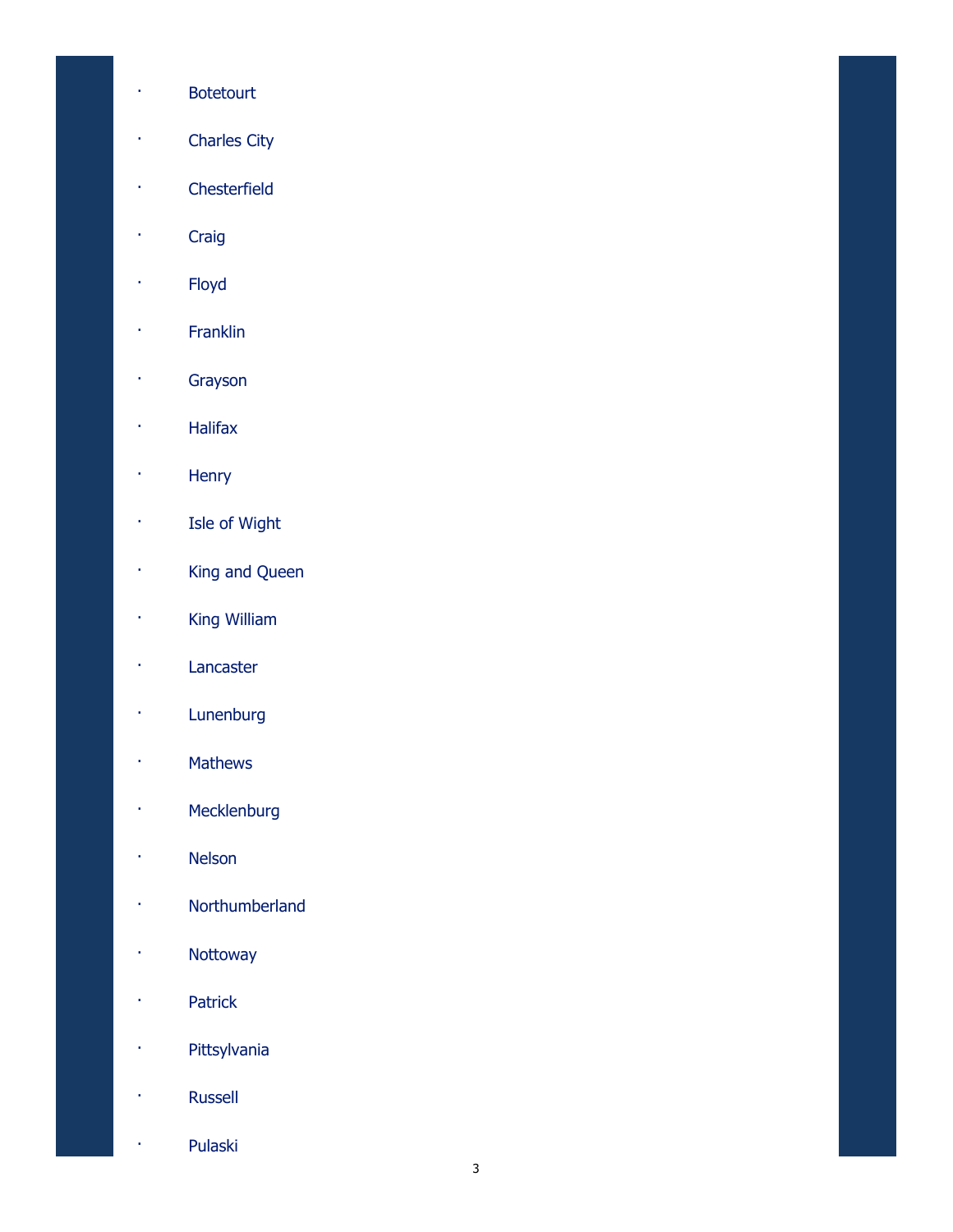- Botetourt
- Charles City
- Chesterfield
- Craig
- Floyd
- Franklin
- Grayson
- Halifax
- Henry
- Isle of Wight
- King and Queen
- King William
- Lancaster
- Lunenburg
- Mathews
- Mecklenburg
- Nelson
- Northumberland
- Nottoway
- Patrick
- Pittsylvania
- Russell
- Pulaski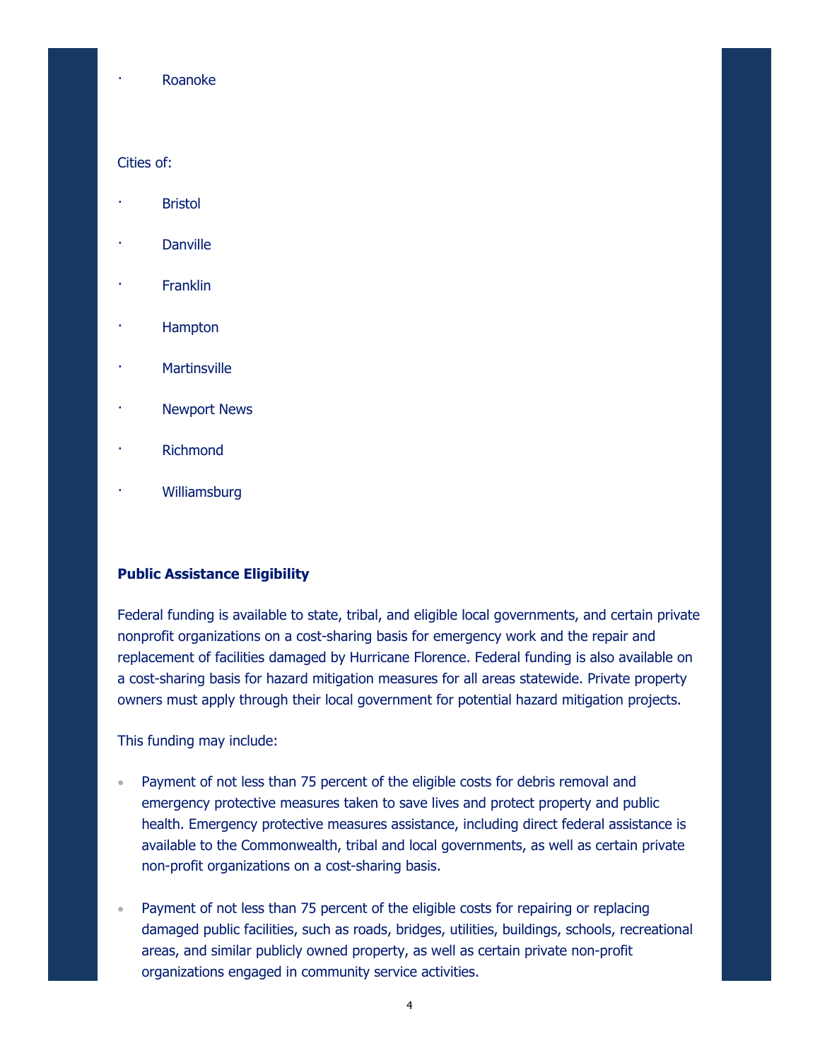- Roanoke

Cities of:

- Bristol
- Danville
- Franklin
- Hampton
- Martinsville
- Newport News
- Richmond
- Williamsburg

**Public Assistance Eligibility**

Federal funding is available to state, tribal, and eligible local governments, and certain private nonprofit organizations on a cost-sharing basis for emergency work and the repair and replacement of facilities damaged by Hurricane Florence. Federal funding is also available on a cost-sharing basis for hazard mitigation measures for all areas statewide. Private property owners must apply through their local government for potential hazard mitigation projects.

This funding may include:

- Payment of not less than 75 percent of the eligible costs for debris removal and emergency protective measures taken to save lives and protect property and public health. Emergency protective measures assistance, including direct federal assistance is available to the Commonwealth, tribal and local governments, as well as certain private non-profit organizations on a cost-sharing basis.
- Payment of not less than 75 percent of the eligible costs for repairing or replacing damaged public facilities, such as roads, bridges, utilities, buildings, schools, recreational areas, and similar publicly owned property, as well as certain private non-profit organizations engaged in community service activities.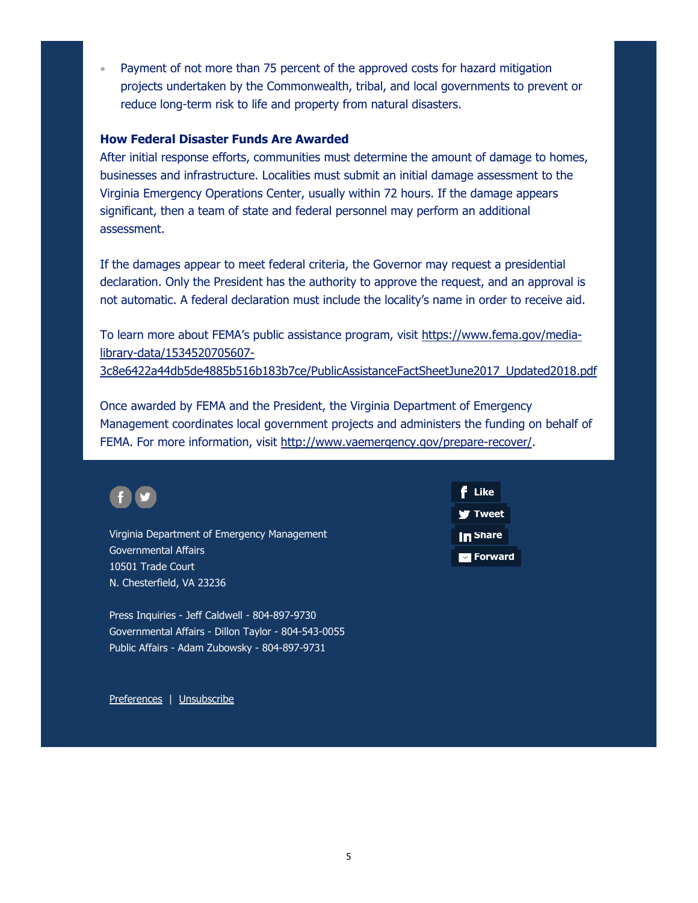- Payment of not more than 75 percent of the approved costs for hazard mitigation projects undertaken by the Commonwealth, tribal, and local governments to prevent or reduce long-term risk to life and property from natural disasters.

**How Federal Disaster Funds Are Awarded**

After initial response efforts, communities must determine the amount of damage to homes, businesses and infrastructure. Localities must submit an initial damage assessment to the Virginia Emergency Operations Center, usually within 72 hours. If the damage appears significant, then a team of state and federal personnel may perform an additional assessment.

If the damages appear to meet federal criteria, the Governor may request a presidential declaration. Only the President has the authority to approve the request, and an approval is not automatic. A federal declaration must include the locality's name in order to receive aid.

To learn more about FEMA's public assistance program, visit https://www.fema.gov/media-library-data/1534520705607-3c8e6422a44db5de4885b516b183b7ce/PublicAssistanceFactSheetJune2017_Updated2018.pdf

Once awarded by FEMA and the President, the Virginia Department of Emergency Management coordinates local government projects and administers the funding on behalf of FEMA. For more information, visit http://www.vaemergency.gov/prepare-recover/.

Like
Tweet
Share
Forward

Virginia Department of Emergency Management
Governmental Affairs
10501 Trade Court
N. Chesterfield, VA 23236

Press Inquiries - Jeff Caldwell - 804-897-9730
Governmental Affairs - Dillon Taylor - 804-543-0055
Public Affairs - Adam Zubowsky - 804-897-9731

Preferences | Unsubscribe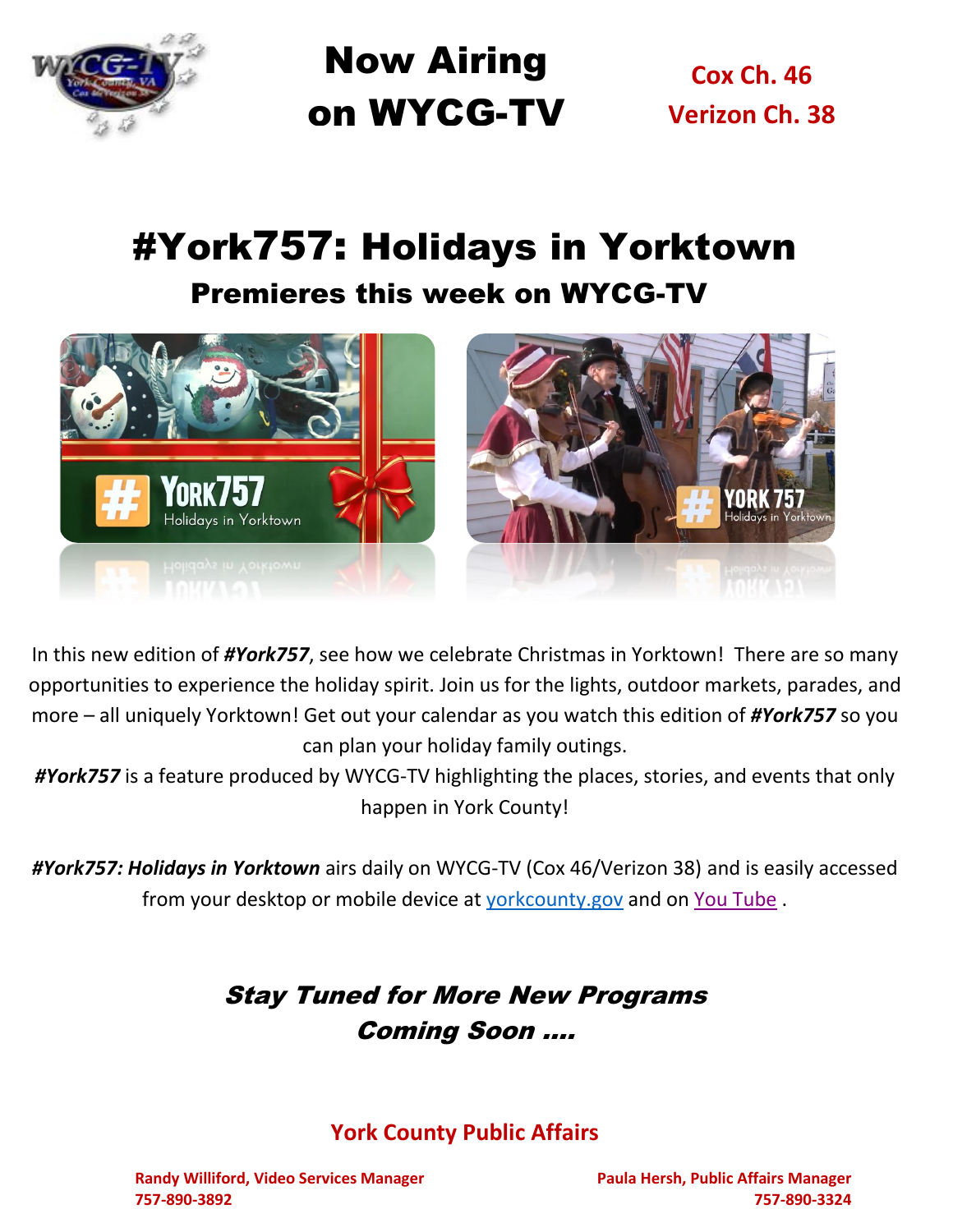# Now Airing on WYCG-TV

**Cox Ch. 46**
**Verizon Ch. 38**

## #York757: Holidays in Yorktown

### Premieres this week on WYCG-TV

In this new edition of ***#York757***, see how we celebrate Christmas in Yorktown! There are so many opportunities to experience the holiday spirit. Join us for the lights, outdoor markets, parades, and more – all uniquely Yorktown! Get out your calendar as you watch this edition of ***#York757*** so you can plan your holiday family outings.

***#York757*** is a feature produced by WYCG-TV highlighting the places, stories, and events that only happen in York County!

***#York757: Holidays in Yorktown*** airs daily on WYCG-TV (Cox 46/Verizon 38) and is easily accessed from your desktop or mobile device at yorkcounty.gov and on You Tube .

***Stay Tuned for More New Programs Coming Soon ….***

**York County Public Affairs**

**Randy Williford, Video Services Manager**
**757-890-3892**

**Paula Hersh, Public Affairs Manager**
**757-890-3324**